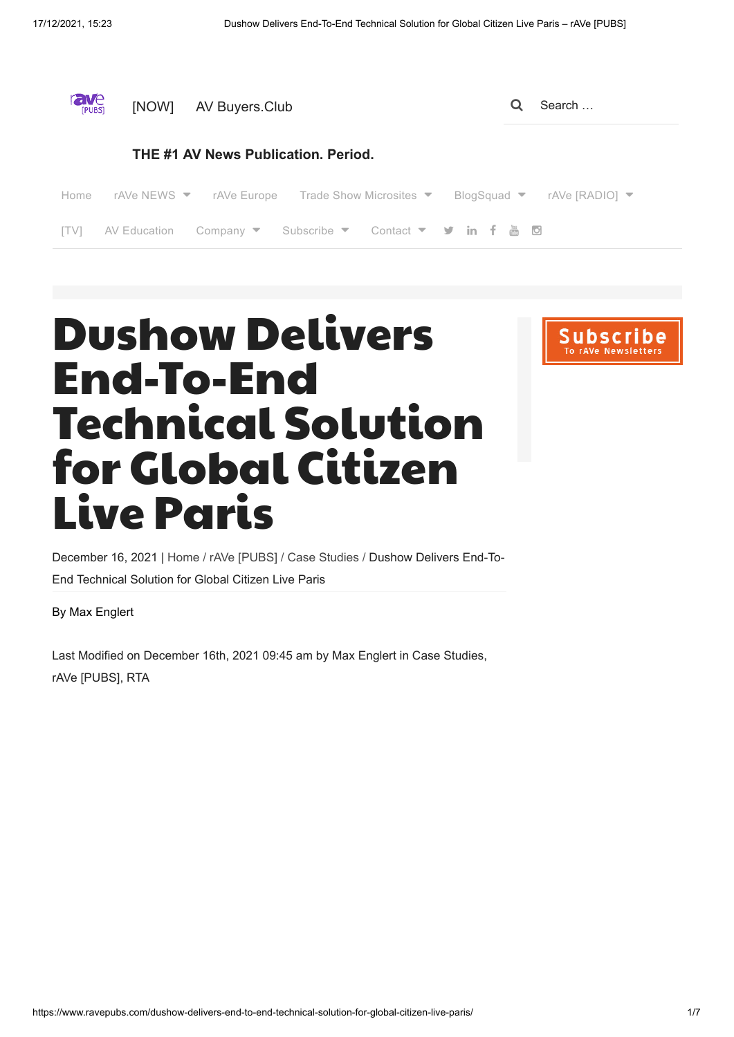[NOW] AV Buyers.Club

THE #1 AV News Publication. Period.

Home rAVe NEWS rAVe Europe Trade Show Microsites BlogSquad rAVe [RADIO] [TV] AV Education Company Subscribe Contact

# Dushow Delivers End-To-End Technical Solution for Global Citizen Live Paris

December 16, 2021 | Home / rAVe [PUBS] / Case Studies / Dushow Delivers End-To-End Technical Solution for Global Citizen Live Paris

By Max Englert

Last Modified on December 16th, 2021 09:45 am by Max Englert in Case Studies, rAVe [PUBS], RTA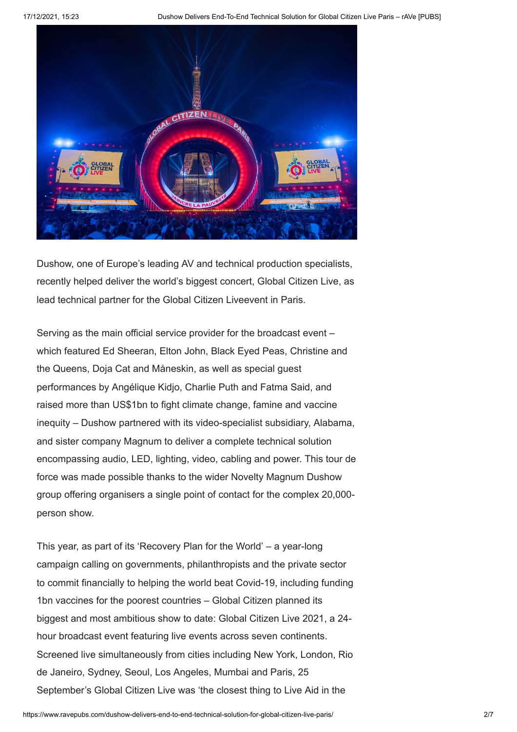Dushow, one of Europe's leading AV and technical production specialists, recently helped deliver the world's biggest concert, Global Citizen Live, as lead technical partner for the Global Citizen Liveevent in Paris.

Serving as the main official service provider for the broadcast event – which featured Ed Sheeran, Elton John, Black Eyed Peas, Christine and the Queens, Doja Cat and Måneskin, as well as special guest performances by Angélique Kidjo, Charlie Puth and Fatma Said, and raised more than US$1bn to fight climate change, famine and vaccine inequity – Dushow partnered with its video-specialist subsidiary, Alabama, and sister company Magnum to deliver a complete technical solution encompassing audio, LED, lighting, video, cabling and power. This tour de force was made possible thanks to the wider Novelty Magnum Dushow group offering organisers a single point of contact for the complex 20,000-person show.

This year, as part of its 'Recovery Plan for the World' – a year-long campaign calling on governments, philanthropists and the private sector to commit financially to helping the world beat Covid-19, including funding 1bn vaccines for the poorest countries – Global Citizen planned its biggest and most ambitious show to date: Global Citizen Live 2021, a 24-hour broadcast event featuring live events across seven continents. Screened live simultaneously from cities including New York, London, Rio de Janeiro, Sydney, Seoul, Los Angeles, Mumbai and Paris, 25 September's Global Citizen Live was 'the closest thing to Live Aid in the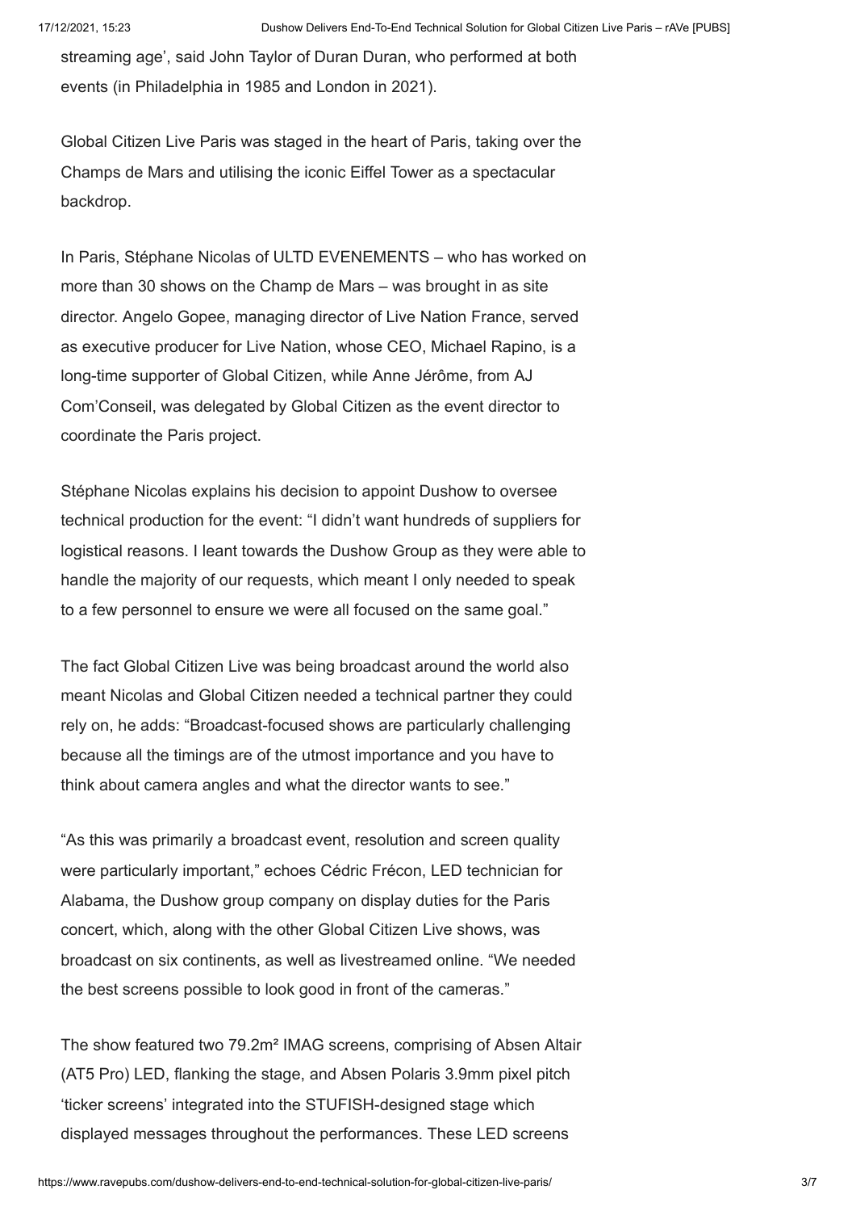streaming age', said John Taylor of Duran Duran, who performed at both events (in Philadelphia in 1985 and London in 2021).

Global Citizen Live Paris was staged in the heart of Paris, taking over the Champs de Mars and utilising the iconic Eiffel Tower as a spectacular backdrop.

In Paris, Stéphane Nicolas of ULTD EVENEMENTS – who has worked on more than 30 shows on the Champ de Mars – was brought in as site director. Angelo Gopee, managing director of Live Nation France, served as executive producer for Live Nation, whose CEO, Michael Rapino, is a long-time supporter of Global Citizen, while Anne Jérôme, from AJ Com'Conseil, was delegated by Global Citizen as the event director to coordinate the Paris project.

Stéphane Nicolas explains his decision to appoint Dushow to oversee technical production for the event: "I didn't want hundreds of suppliers for logistical reasons. I leant towards the Dushow Group as they were able to handle the majority of our requests, which meant I only needed to speak to a few personnel to ensure we were all focused on the same goal."

The fact Global Citizen Live was being broadcast around the world also meant Nicolas and Global Citizen needed a technical partner they could rely on, he adds: "Broadcast-focused shows are particularly challenging because all the timings are of the utmost importance and you have to think about camera angles and what the director wants to see."

"As this was primarily a broadcast event, resolution and screen quality were particularly important," echoes Cédric Frécon, LED technician for Alabama, the Dushow group company on display duties for the Paris concert, which, along with the other Global Citizen Live shows, was broadcast on six continents, as well as livestreamed online. "We needed the best screens possible to look good in front of the cameras."

The show featured two 79.2m² IMAG screens, comprising of Absen Altair (AT5 Pro) LED, flanking the stage, and Absen Polaris 3.9mm pixel pitch 'ticker screens' integrated into the STUFISH-designed stage which displayed messages throughout the performances. These LED screens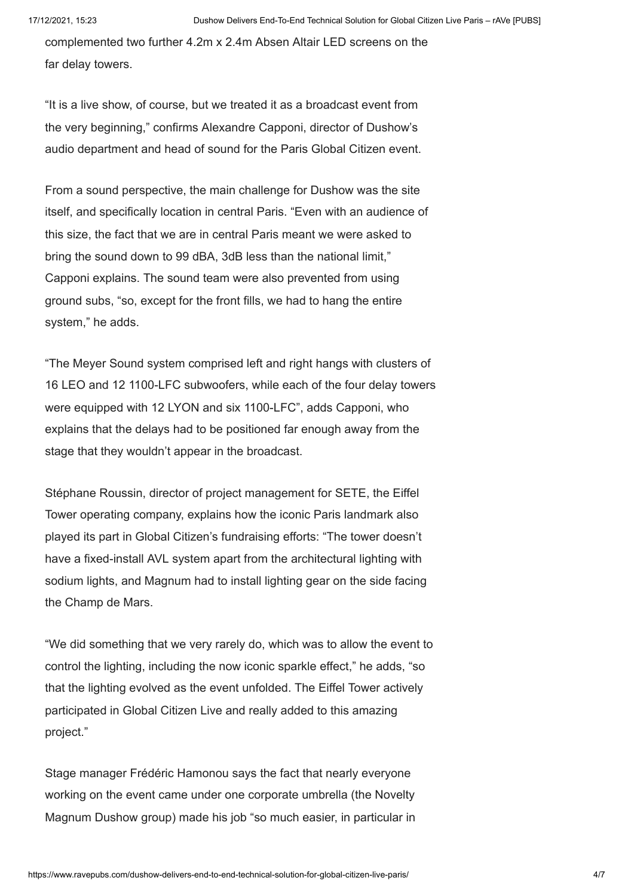complemented two further 4.2m x 2.4m Absen Altair LED screens on the far delay towers.

"It is a live show, of course, but we treated it as a broadcast event from the very beginning," confirms Alexandre Capponi, director of Dushow's audio department and head of sound for the Paris Global Citizen event.

From a sound perspective, the main challenge for Dushow was the site itself, and specifically location in central Paris. "Even with an audience of this size, the fact that we are in central Paris meant we were asked to bring the sound down to 99 dBA, 3dB less than the national limit," Capponi explains. The sound team were also prevented from using ground subs, "so, except for the front fills, we had to hang the entire system," he adds.

"The Meyer Sound system comprised left and right hangs with clusters of 16 LEO and 12 1100-LFC subwoofers, while each of the four delay towers were equipped with 12 LYON and six 1100-LFC", adds Capponi, who explains that the delays had to be positioned far enough away from the stage that they wouldn't appear in the broadcast.

Stéphane Roussin, director of project management for SETE, the Eiffel Tower operating company, explains how the iconic Paris landmark also played its part in Global Citizen's fundraising efforts: "The tower doesn't have a fixed-install AVL system apart from the architectural lighting with sodium lights, and Magnum had to install lighting gear on the side facing the Champ de Mars.

"We did something that we very rarely do, which was to allow the event to control the lighting, including the now iconic sparkle effect," he adds, "so that the lighting evolved as the event unfolded. The Eiffel Tower actively participated in Global Citizen Live and really added to this amazing project."

Stage manager Frédéric Hamonou says the fact that nearly everyone working on the event came under one corporate umbrella (the Novelty Magnum Dushow group) made his job "so much easier, in particular in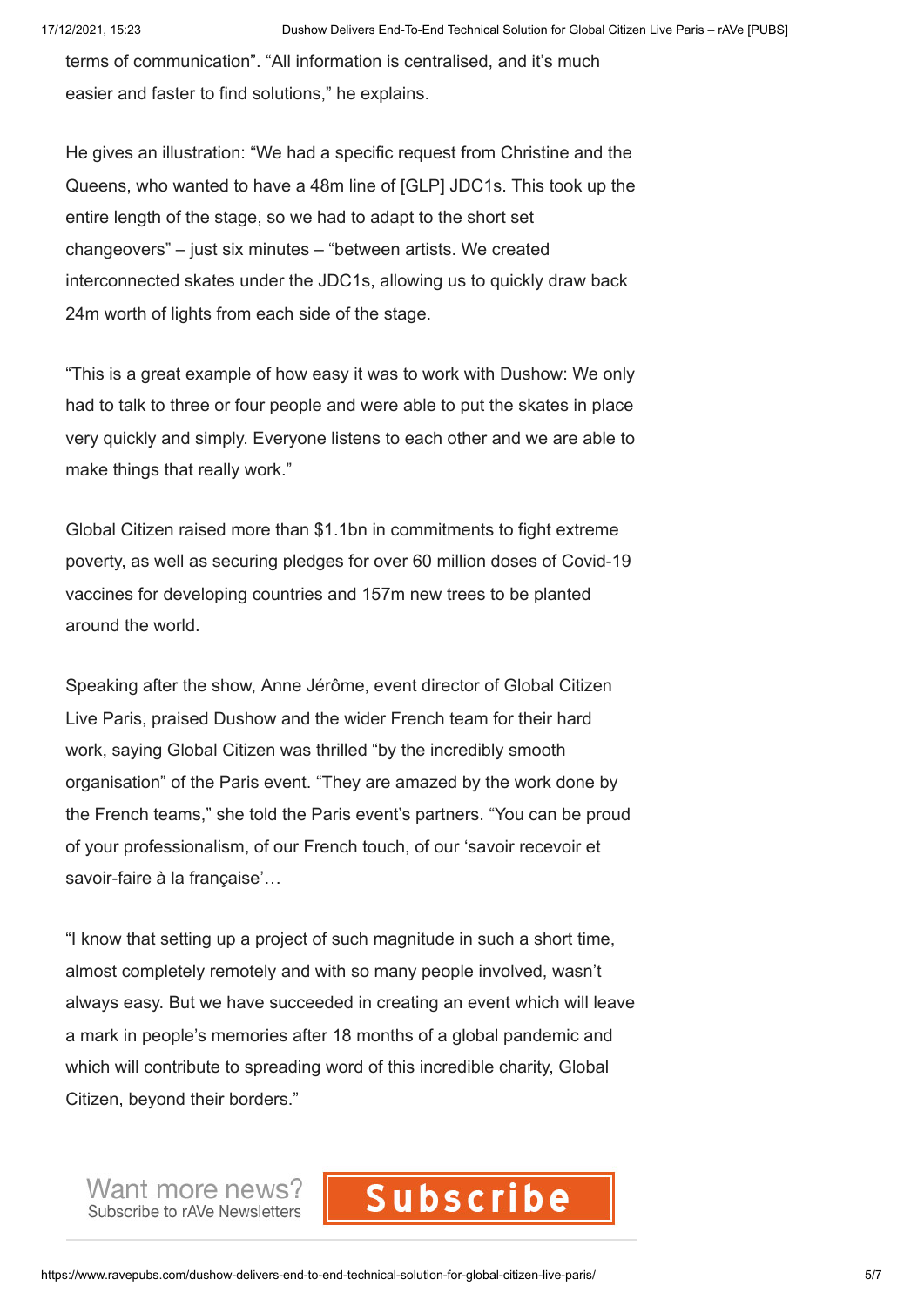terms of communication". "All information is centralised, and it's much easier and faster to find solutions," he explains.

He gives an illustration: "We had a specific request from Christine and the Queens, who wanted to have a 48m line of [GLP] JDC1s. This took up the entire length of the stage, so we had to adapt to the short set changeovers" – just six minutes – "between artists. We created interconnected skates under the JDC1s, allowing us to quickly draw back 24m worth of lights from each side of the stage.

"This is a great example of how easy it was to work with Dushow: We only had to talk to three or four people and were able to put the skates in place very quickly and simply. Everyone listens to each other and we are able to make things that really work."

Global Citizen raised more than $1.1bn in commitments to fight extreme poverty, as well as securing pledges for over 60 million doses of Covid-19 vaccines for developing countries and 157m new trees to be planted around the world.

Speaking after the show, Anne Jérôme, event director of Global Citizen Live Paris, praised Dushow and the wider French team for their hard work, saying Global Citizen was thrilled "by the incredibly smooth organisation" of the Paris event. "They are amazed by the work done by the French teams," she told the Paris event's partners. "You can be proud of your professionalism, of our French touch, of our 'savoir recevoir et savoir-faire à la française'…

"I know that setting up a project of such magnitude in such a short time, almost completely remotely and with so many people involved, wasn't always easy. But we have succeeded in creating an event which will leave a mark in people's memories after 18 months of a global pandemic and which will contribute to spreading word of this incredible charity, Global Citizen, beyond their borders."

Want more news?
Subscribe to rAVe Newsletters

**Subscribe**